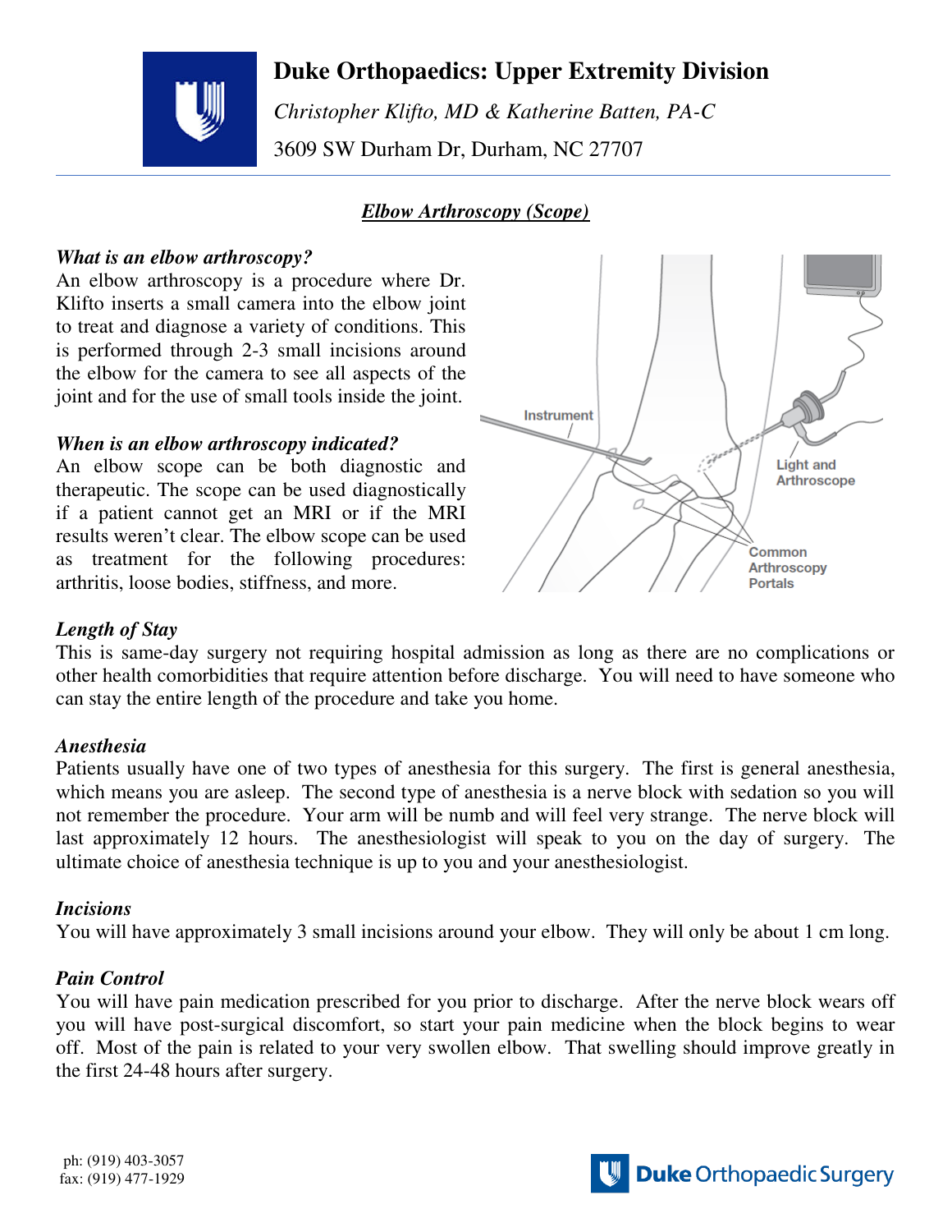# Duke Orthopaedics: Upper Extremity Division

*Christopher Klifto, MD & Katherine Batten, PA-C*

3609 SW Durham Dr, Durham, NC 27707

## *Elbow Arthroscopy (Scope)*

### *What is an elbow arthroscopy?*

An elbow arthroscopy is a procedure where Dr. Klifto inserts a small camera into the elbow joint to treat and diagnose a variety of conditions. This is performed through 2-3 small incisions around the elbow for the camera to see all aspects of the joint and for the use of small tools inside the joint.

### *When is an elbow arthroscopy indicated?*

An elbow scope can be both diagnostic and therapeutic. The scope can be used diagnostically if a patient cannot get an MRI or if the MRI results weren't clear. The elbow scope can be used as treatment for the following procedures: arthritis, loose bodies, stiffness, and more.

Instrument

Light and Arthroscope

Common Arthroscopy Portals

### *Length of Stay*

This is same-day surgery not requiring hospital admission as long as there are no complications or other health comorbidities that require attention before discharge. You will need to have someone who can stay the entire length of the procedure and take you home.

### *Anesthesia*

Patients usually have one of two types of anesthesia for this surgery. The first is general anesthesia, which means you are asleep. The second type of anesthesia is a nerve block with sedation so you will not remember the procedure. Your arm will be numb and will feel very strange. The nerve block will last approximately 12 hours. The anesthesiologist will speak to you on the day of surgery. The ultimate choice of anesthesia technique is up to you and your anesthesiologist.

### *Incisions*

You will have approximately 3 small incisions around your elbow. They will only be about 1 cm long.

### *Pain Control*

You will have pain medication prescribed for you prior to discharge. After the nerve block wears off you will have post-surgical discomfort, so start your pain medicine when the block begins to wear off. Most of the pain is related to your very swollen elbow. That swelling should improve greatly in the first 24-48 hours after surgery.

ph: (919) 403-3057
fax: (919) 477-1929

Duke Orthopaedic Surgery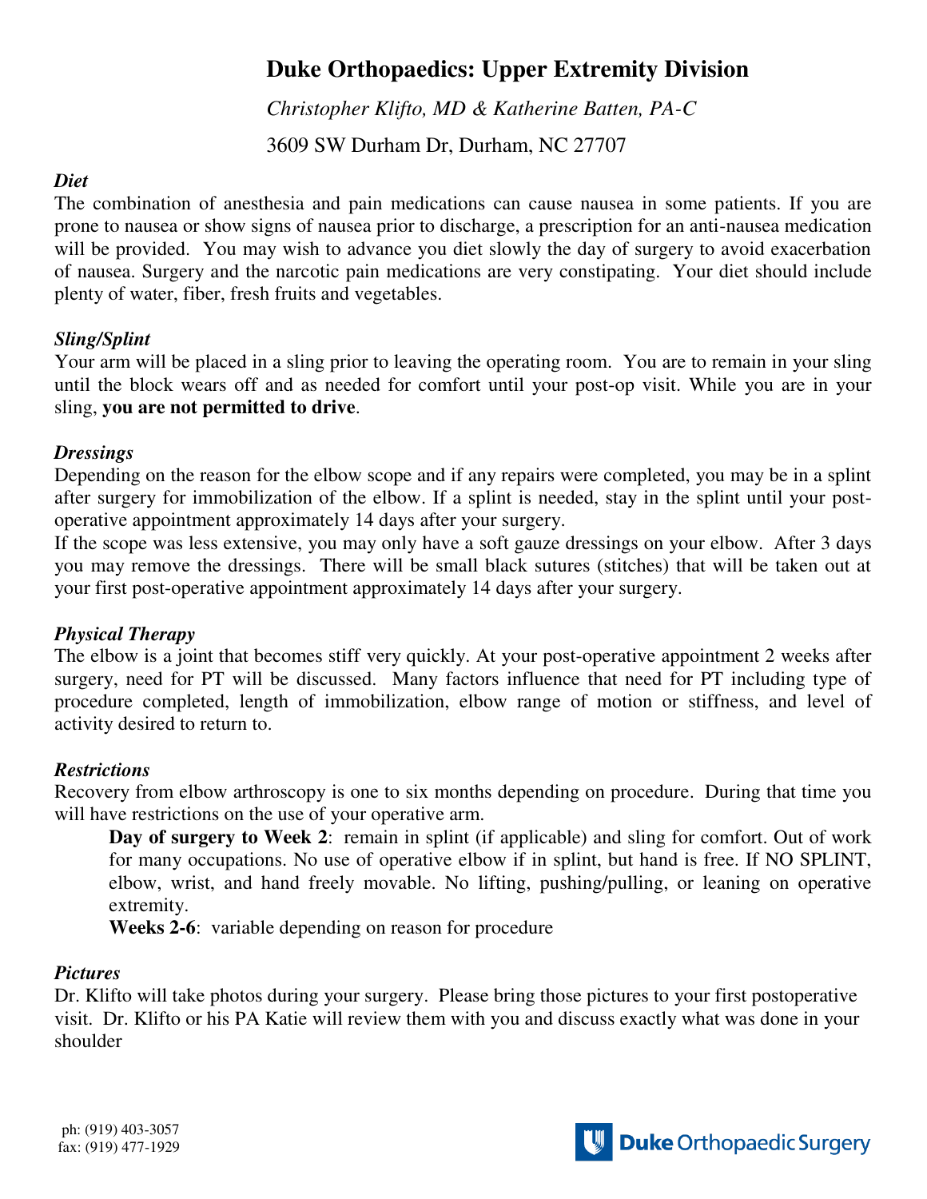# Duke Orthopaedics: Upper Extremity Division

*Christopher Klifto, MD & Katherine Batten, PA-C*

3609 SW Durham Dr, Durham, NC 27707

### *Diet*

The combination of anesthesia and pain medications can cause nausea in some patients. If you are prone to nausea or show signs of nausea prior to discharge, a prescription for an anti-nausea medication will be provided. You may wish to advance you diet slowly the day of surgery to avoid exacerbation of nausea. Surgery and the narcotic pain medications are very constipating. Your diet should include plenty of water, fiber, fresh fruits and vegetables.

### *Sling/Splint*

Your arm will be placed in a sling prior to leaving the operating room. You are to remain in your sling until the block wears off and as needed for comfort until your post-op visit. While you are in your sling, **you are not permitted to drive**.

### *Dressings*

Depending on the reason for the elbow scope and if any repairs were completed, you may be in a splint after surgery for immobilization of the elbow. If a splint is needed, stay in the splint until your post-operative appointment approximately 14 days after your surgery.

If the scope was less extensive, you may only have a soft gauze dressings on your elbow. After 3 days you may remove the dressings. There will be small black sutures (stitches) that will be taken out at your first post-operative appointment approximately 14 days after your surgery.

### *Physical Therapy*

The elbow is a joint that becomes stiff very quickly. At your post-operative appointment 2 weeks after surgery, need for PT will be discussed. Many factors influence that need for PT including type of procedure completed, length of immobilization, elbow range of motion or stiffness, and level of activity desired to return to.

### *Restrictions*

Recovery from elbow arthroscopy is one to six months depending on procedure. During that time you will have restrictions on the use of your operative arm.

**Day of surgery to Week 2**: remain in splint (if applicable) and sling for comfort. Out of work for many occupations. No use of operative elbow if in splint, but hand is free. If NO SPLINT, elbow, wrist, and hand freely movable. No lifting, pushing/pulling, or leaning on operative extremity.

**Weeks 2-6**: variable depending on reason for procedure

### *Pictures*

Dr. Klifto will take photos during your surgery. Please bring those pictures to your first postoperative visit. Dr. Klifto or his PA Katie will review them with you and discuss exactly what was done in your shoulder

ph: (919) 403-3057
fax: (919) 477-1929

Duke Orthopaedic Surgery